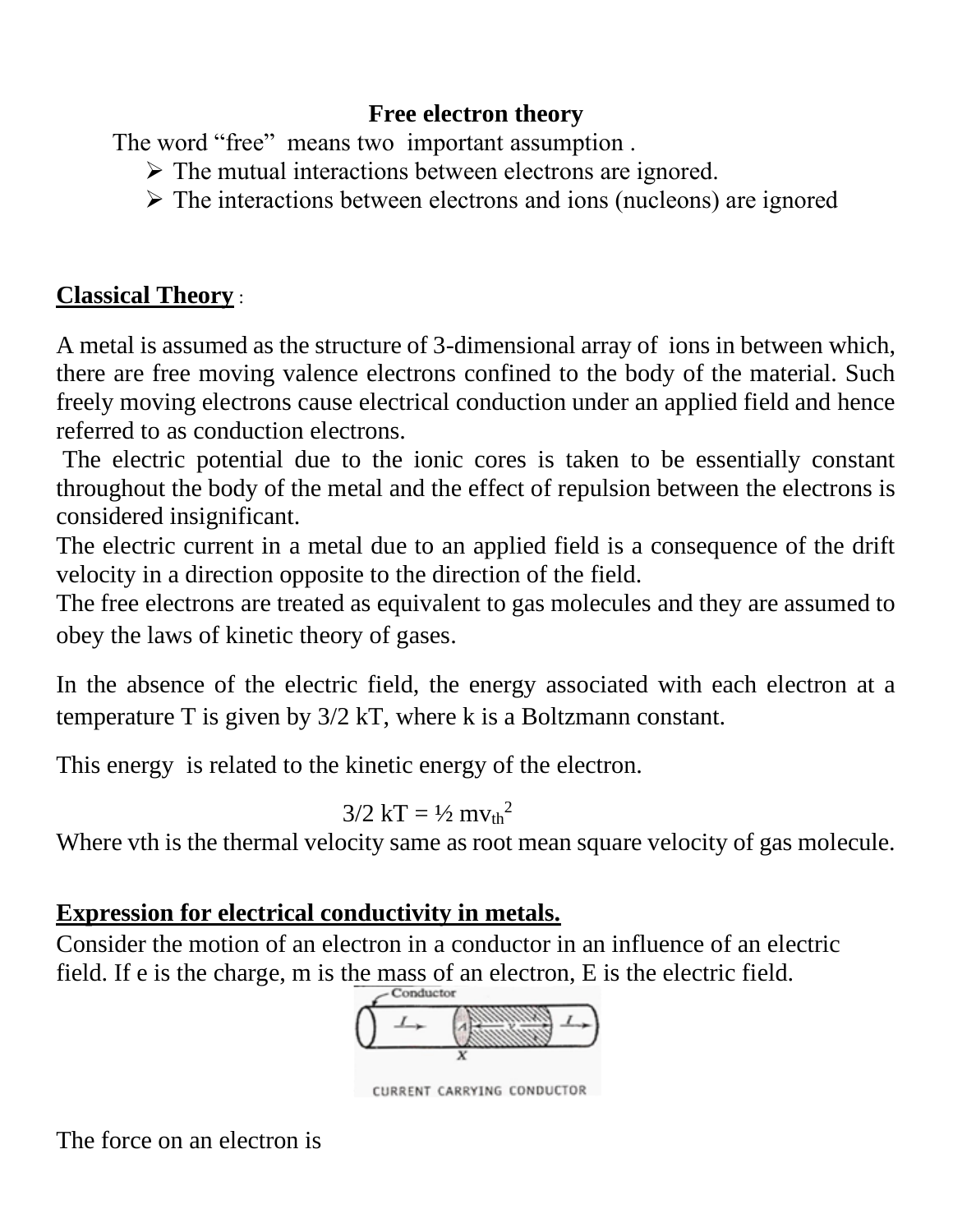# Free electron theory

The word "free" means two important assumption .

- The mutual interactions between electrons are ignored.
- The interactions between electrons and ions (nucleons) are ignored

## Classical Theory :

A metal is assumed as the structure of 3-dimensional array of ions in between which, there are free moving valence electrons confined to the body of the material. Such freely moving electrons cause electrical conduction under an applied field and hence referred to as conduction electrons.

The electric potential due to the ionic cores is taken to be essentially constant throughout the body of the metal and the effect of repulsion between the electrons is considered insignificant.

The electric current in a metal due to an applied field is a consequence of the drift velocity in a direction opposite to the direction of the field.

The free electrons are treated as equivalent to gas molecules and they are assumed to obey the laws of kinetic theory of gases.

In the absence of the electric field, the energy associated with each electron at a temperature T is given by 3/2 kT, where k is a Boltzmann constant.

This energy is related to the kinetic energy of the electron.

$$3/2\ kT = \frac{1}{2} m v_{th}^2$$

Where $v_{th}$ is the thermal velocity same as root mean square velocity of gas molecule.

## Expression for electrical conductivity in metals.

Consider the motion of an electron in a conductor in an influence of an electric field. If e is the charge, m is the mass of an electron, E is the electric field.

CURRENT CARRYING CONDUCTOR

The force on an electron is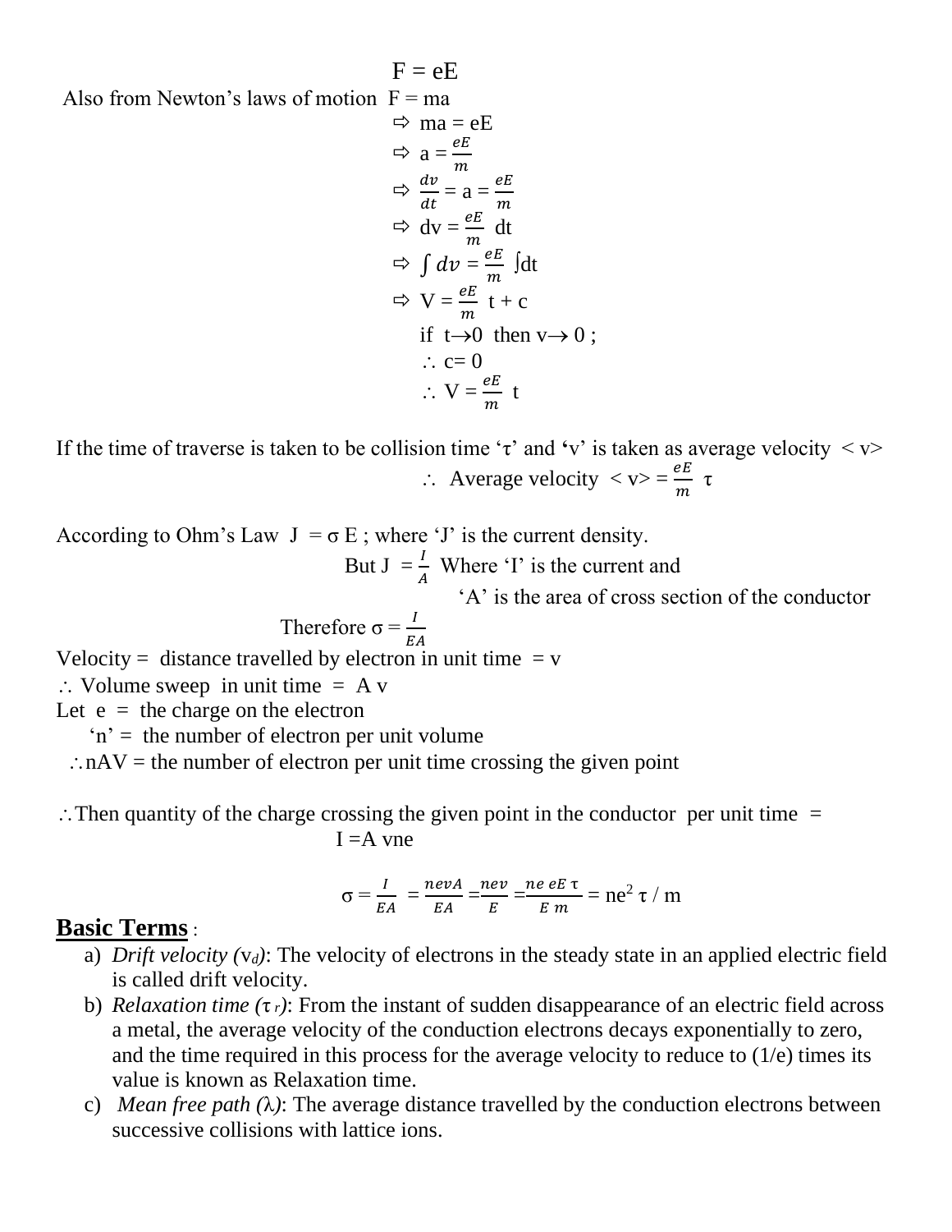$$F = eE$$

Also from Newton's laws of motion $F = ma$

$$\Rightarrow ma = eE$$

$$\Rightarrow a = \frac{eE}{m}$$

$$\Rightarrow \frac{dv}{dt} = a = \frac{eE}{m}$$

$$\Rightarrow dv = \frac{eE}{m}\, dt$$

$$\Rightarrow \int dv = \frac{eE}{m} \int dt$$

$$\Rightarrow V = \frac{eE}{m}\, t + c$$

if $t \to 0$ then $v \to 0$ ;

$$\therefore c = 0$$

$$\therefore V = \frac{eE}{m}\, t$$

If the time of traverse is taken to be collision time '$\tau$' and '$v$' is taken as average velocity $< v>$

$$\therefore \text{ Average velocity } < v> = \frac{eE}{m}\, \tau$$

According to Ohm's Law $J = \sigma E$ ; where '$J$' is the current density.

But $J = \frac{I}{A}$ Where '$I$' is the current and '$A$' is the area of cross section of the conductor

Therefore $\sigma = \frac{I}{EA}$

Velocity = distance travelled by electron in unit time = $v$

$\therefore$ Volume sweep in unit time = $A v$

Let $e$ = the charge on the electron

'$n$' = the number of electron per unit volume

$\therefore nAV$ = the number of electron per unit time crossing the given point

$\therefore$ Then quantity of the charge crossing the given point in the conductor per unit time =

$$I = A\, vne$$

$$\sigma = \frac{I}{EA} = \frac{nevA}{EA} = \frac{nev}{E} = \frac{ne\, eE\, \tau}{E\, m} = ne^2\, \tau / m$$

## Basic Terms :

a) *Drift velocity* ($v_d$): The velocity of electrons in the steady state in an applied electric field is called drift velocity.

b) *Relaxation time* ($\tau_r$): From the instant of sudden disappearance of an electric field across a metal, the average velocity of the conduction electrons decays exponentially to zero, and the time required in this process for the average velocity to reduce to (1/e) times its value is known as Relaxation time.

c) *Mean free path* ($\lambda$): The average distance travelled by the conduction electrons between successive collisions with lattice ions.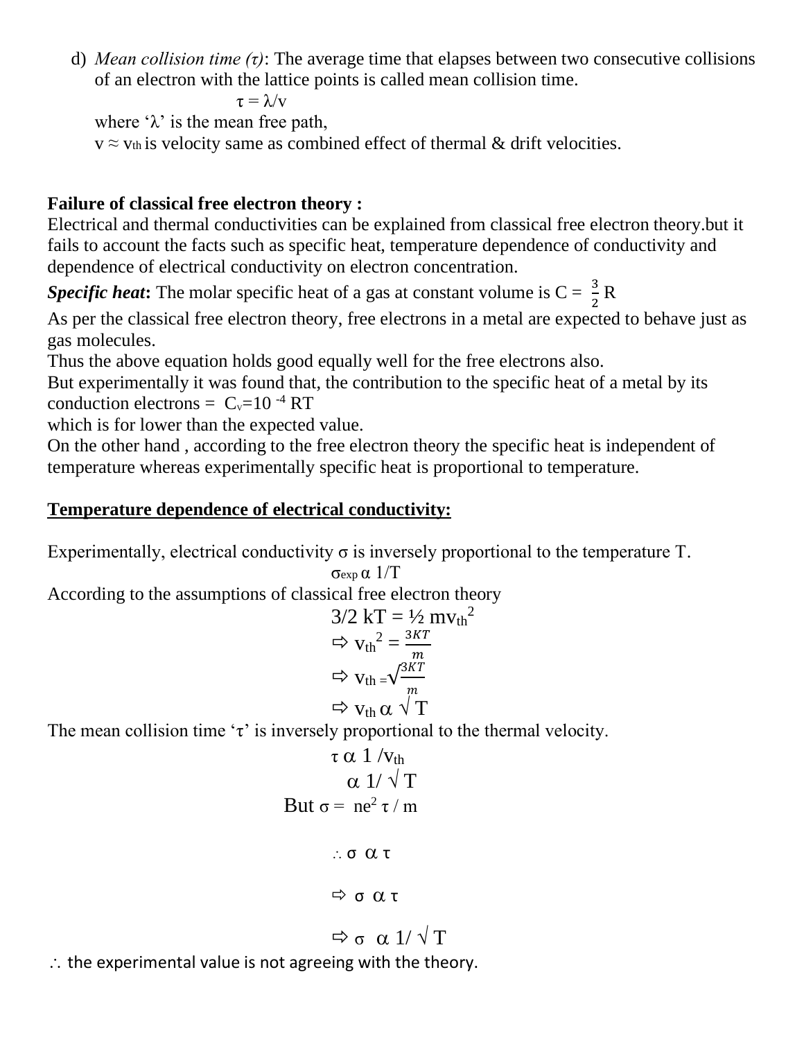d) *Mean collision time (τ)*: The average time that elapses between two consecutive collisions of an electron with the lattice points is called mean collision time.

$$\tau = \lambda/v$$

where 'λ' is the mean free path,

$v \approx v_{th}$ is velocity same as combined effect of thermal & drift velocities.

**Failure of classical free electron theory :**

Electrical and thermal conductivities can be explained from classical free electron theory.but it fails to account the facts such as specific heat, temperature dependence of conductivity and dependence of electrical conductivity on electron concentration.

***Specific heat*:** The molar specific heat of a gas at constant volume is $C = \frac{3}{2}R$

As per the classical free electron theory, free electrons in a metal are expected to behave just as gas molecules.

Thus the above equation holds good equally well for the free electrons also.

But experimentally it was found that, the contribution to the specific heat of a metal by its conduction electrons = $C_v = 10^{-4}RT$

which is for lower than the expected value.

On the other hand , according to the free electron theory the specific heat is independent of temperature whereas experimentally specific heat is proportional to temperature.

**<u>Temperature dependence of electrical conductivity:</u>**

Experimentally, electrical conductivity σ is inversely proportional to the temperature T.

$$\sigma_{exp} \propto 1/T$$

According to the assumptions of classical free electron theory

$$3/2\, kT = ½\, m v_{th}^2$$

$$\Rightarrow v_{th}^2 = \frac{3KT}{m}$$

$$\Rightarrow v_{th} = \sqrt{\frac{3KT}{m}}$$

$$\Rightarrow v_{th} \propto \sqrt{T}$$

The mean collision time 'τ' is inversely proportional to the thermal velocity.

$$\tau \propto 1/v_{th}$$

$$\propto 1/\sqrt{T}$$

$$\text{But } \sigma = ne^2\tau/m$$

$$\therefore \sigma \propto \tau$$

$$\Rightarrow \sigma \propto \tau$$

$$\Rightarrow \sigma \propto 1/\sqrt{T}$$

∴ the experimental value is not agreeing with the theory.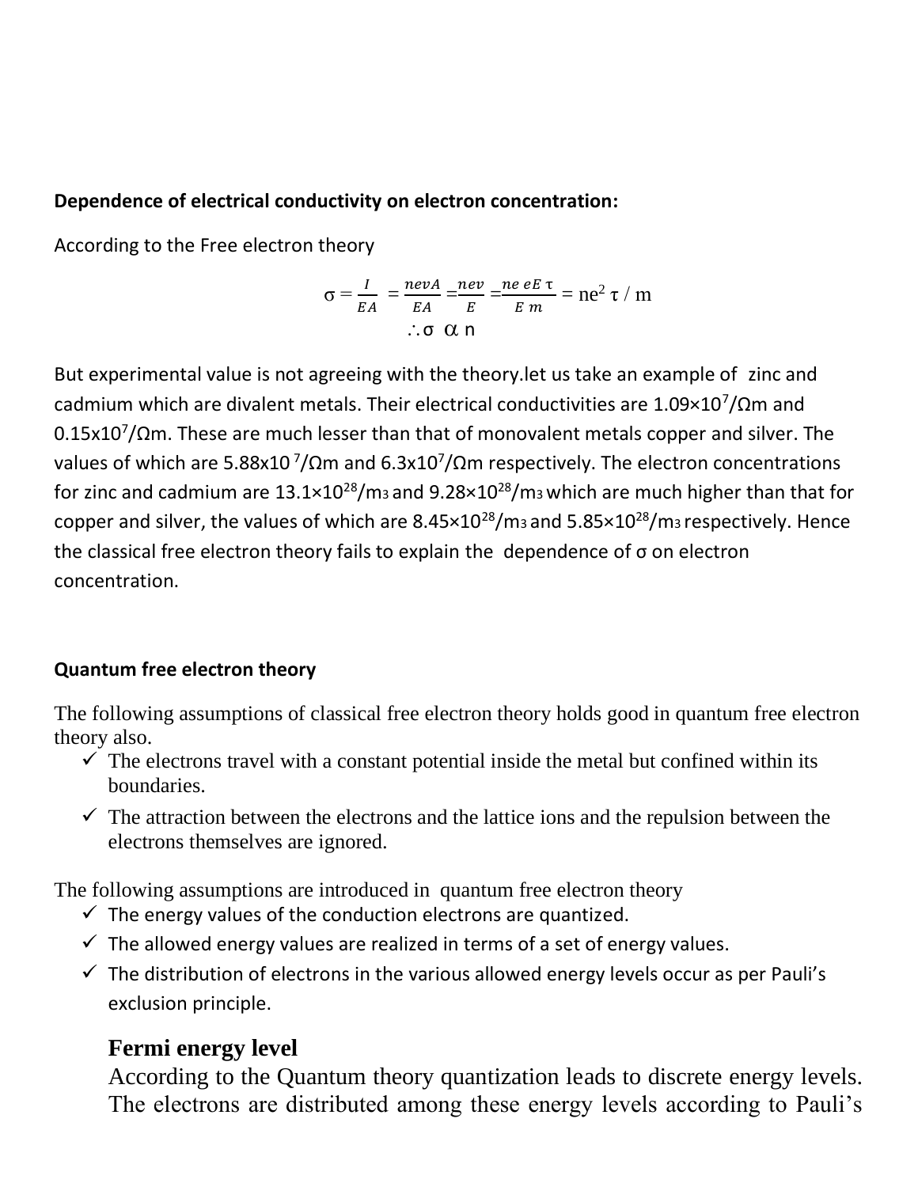**Dependence of electrical conductivity on electron concentration:**

According to the Free electron theory

$$\sigma = \frac{I}{EA} = \frac{nevA}{EA} = \frac{nev}{E} = \frac{ne\,eE\,\tau}{E\,m} = ne^2\,\tau / m$$

$$\therefore \sigma \;\alpha\; n$$

But experimental value is not agreeing with the theory.let us take an example of zinc and cadmium which are divalent metals. Their electrical conductivities are $1.09\times10^7/\Omega$m and $0.15\text{x}10^7/\Omega$m. These are much lesser than that of monovalent metals copper and silver. The values of which are $5.88\text{x}10^{7}/\Omega$m and $6.3\text{x}10^7/\Omega$m respectively. The electron concentrations for zinc and cadmium are $13.1\times10^{28}/\text{m}^3$ and $9.28\times10^{28}/\text{m}^3$ which are much higher than that for copper and silver, the values of which are $8.45\times10^{28}/\text{m}^3$ and $5.85\times10^{28}/\text{m}^3$ respectively. Hence the classical free electron theory fails to explain the dependence of σ on electron concentration.

**Quantum free electron theory**

The following assumptions of classical free electron theory holds good in quantum free electron theory also.

- ✓ The electrons travel with a constant potential inside the metal but confined within its boundaries.
- ✓ The attraction between the electrons and the lattice ions and the repulsion between the electrons themselves are ignored.

The following assumptions are introduced in quantum free electron theory

- ✓ The energy values of the conduction electrons are quantized.
- ✓ The allowed energy values are realized in terms of a set of energy values.
- ✓ The distribution of electrons in the various allowed energy levels occur as per Pauli's exclusion principle.

## Fermi energy level

According to the Quantum theory quantization leads to discrete energy levels. The electrons are distributed among these energy levels according to Pauli's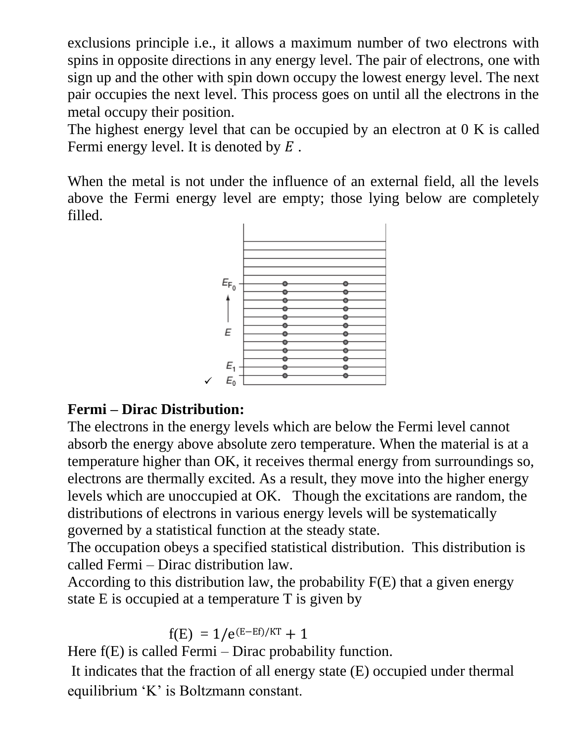exclusions principle i.e., it allows a maximum number of two electrons with spins in opposite directions in any energy level. The pair of electrons, one with sign up and the other with spin down occupy the lowest energy level. The next pair occupies the next level. This process goes on until all the electrons in the metal occupy their position.

The highest energy level that can be occupied by an electron at 0 K is called Fermi energy level. It is denoted by $E$ .

When the metal is not under the influence of an external field, all the levels above the Fermi energy level are empty; those lying below are completely filled.

## Fermi – Dirac Distribution:

The electrons in the energy levels which are below the Fermi level cannot absorb the energy above absolute zero temperature. When the material is at a temperature higher than OK, it receives thermal energy from surroundings so, electrons are thermally excited. As a result, they move into the higher energy levels which are unoccupied at OK. Though the excitations are random, the distributions of electrons in various energy levels will be systematically governed by a statistical function at the steady state.

The occupation obeys a specified statistical distribution. This distribution is called Fermi – Dirac distribution law.

According to this distribution law, the probability F(E) that a given energy state E is occupied at a temperature T is given by

$$f(E) = 1/e^{(E-Ef)/KT} + 1$$

Here f(E) is called Fermi – Dirac probability function.

It indicates that the fraction of all energy state (E) occupied under thermal equilibrium 'K' is Boltzmann constant.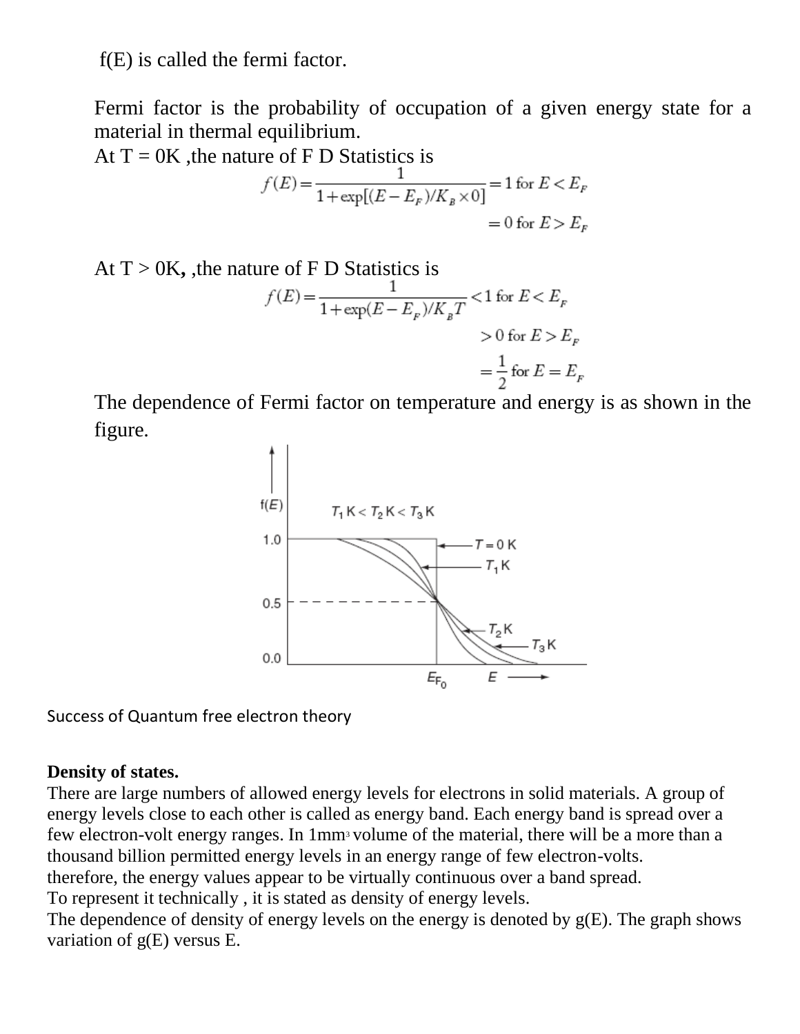f(E) is called the fermi factor.

Fermi factor is the probability of occupation of a given energy state for a material in thermal equilibrium.

At T = 0K ,the nature of F D Statistics is

$$f(E) = \frac{1}{1+\exp[(E-E_F)/K_B \times 0]} = 1 \text{ for } E < E_F$$

$$= 0 \text{ for } E > E_F$$

At T > 0K, ,the nature of F D Statistics is

$$f(E) = \frac{1}{1+\exp(E-E_F)/K_B T} < 1 \text{ for } E < E_F$$

$$> 0 \text{ for } E > E_F$$

$$= \frac{1}{2} \text{ for } E = E_F$$

The dependence of Fermi factor on temperature and energy is as shown in the figure.

Success of Quantum free electron theory

**Density of states.**

There are large numbers of allowed energy levels for electrons in solid materials. A group of energy levels close to each other is called as energy band. Each energy band is spread over a few electron-volt energy ranges. In 1mm$^3$ volume of the material, there will be a more than a thousand billion permitted energy levels in an energy range of few electron-volts.
therefore, the energy values appear to be virtually continuous over a band spread.
To represent it technically , it is stated as density of energy levels.
The dependence of density of energy levels on the energy is denoted by g(E). The graph shows variation of g(E) versus E.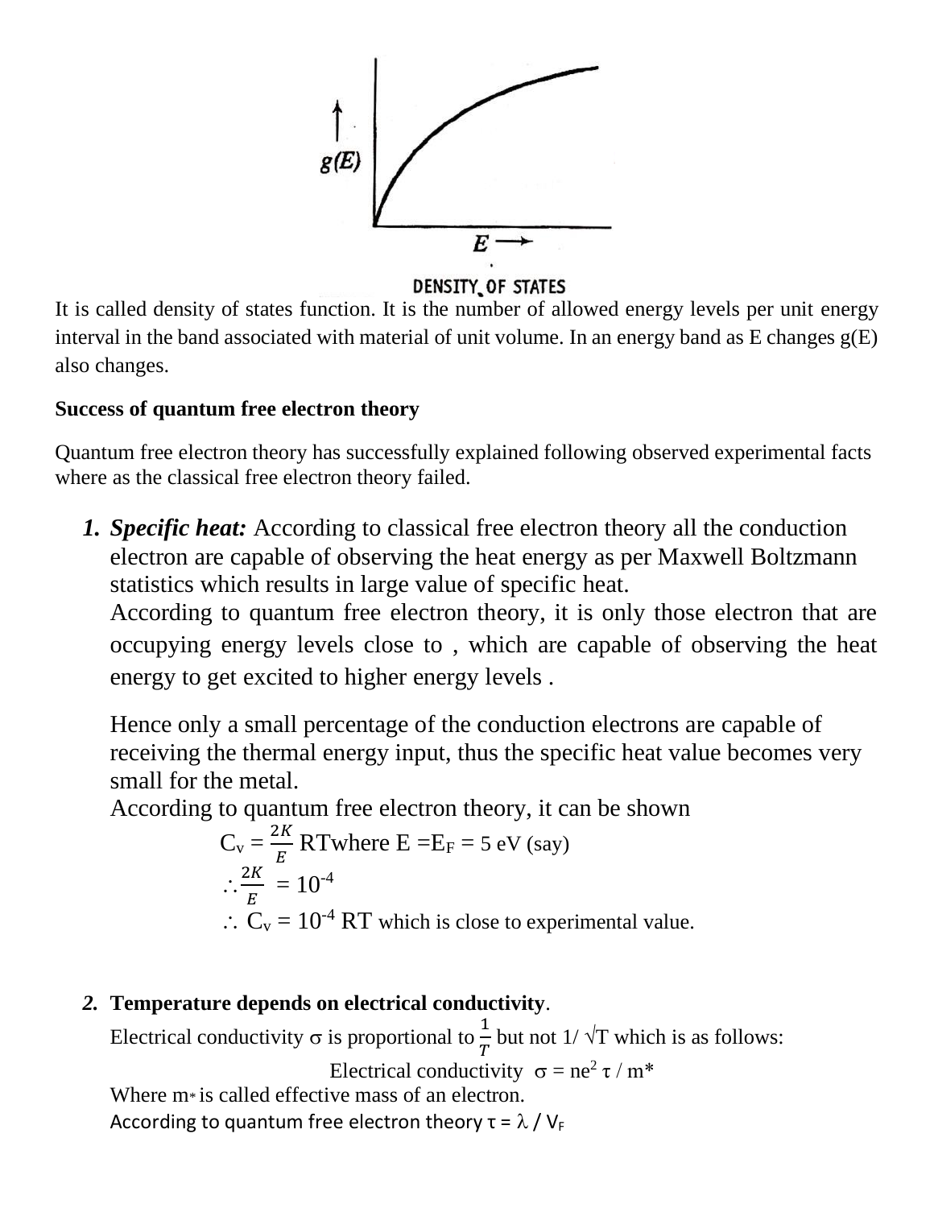It is called density of states function. It is the number of allowed energy levels per unit energy interval in the band associated with material of unit volume. In an energy band as E changes g(E) also changes.

**Success of quantum free electron theory**

Quantum free electron theory has successfully explained following observed experimental facts where as the classical free electron theory failed.

1. ***Specific heat:*** According to classical free electron theory all the conduction electron are capable of observing the heat energy as per Maxwell Boltzmann statistics which results in large value of specific heat.

   According to quantum free electron theory, it is only those electron that are occupying energy levels close to , which are capable of observing the heat energy to get excited to higher energy levels .

   Hence only a small percentage of the conduction electrons are capable of receiving the thermal energy input, thus the specific heat value becomes very small for the metal.

   According to quantum free electron theory, it can be shown

   $C_v = \frac{2K}{E}$ RTwhere $E = E_F$ = 5 eV (say)

   $\therefore \frac{2K}{E} = 10^{-4}$

   $\therefore C_v = 10^{-4}$ RT which is close to experimental value.

2. **Temperature depends on electrical conductivity**.

   Electrical conductivity $\sigma$ is proportional to $\frac{1}{T}$ but not $1/\sqrt{T}$ which is as follows:

   $$\text{Electrical conductivity } \sigma = ne^2 \tau / m^*$$

   Where $m^*$ is called effective mass of an electron.

   According to quantum free electron theory $\tau = \lambda / V_F$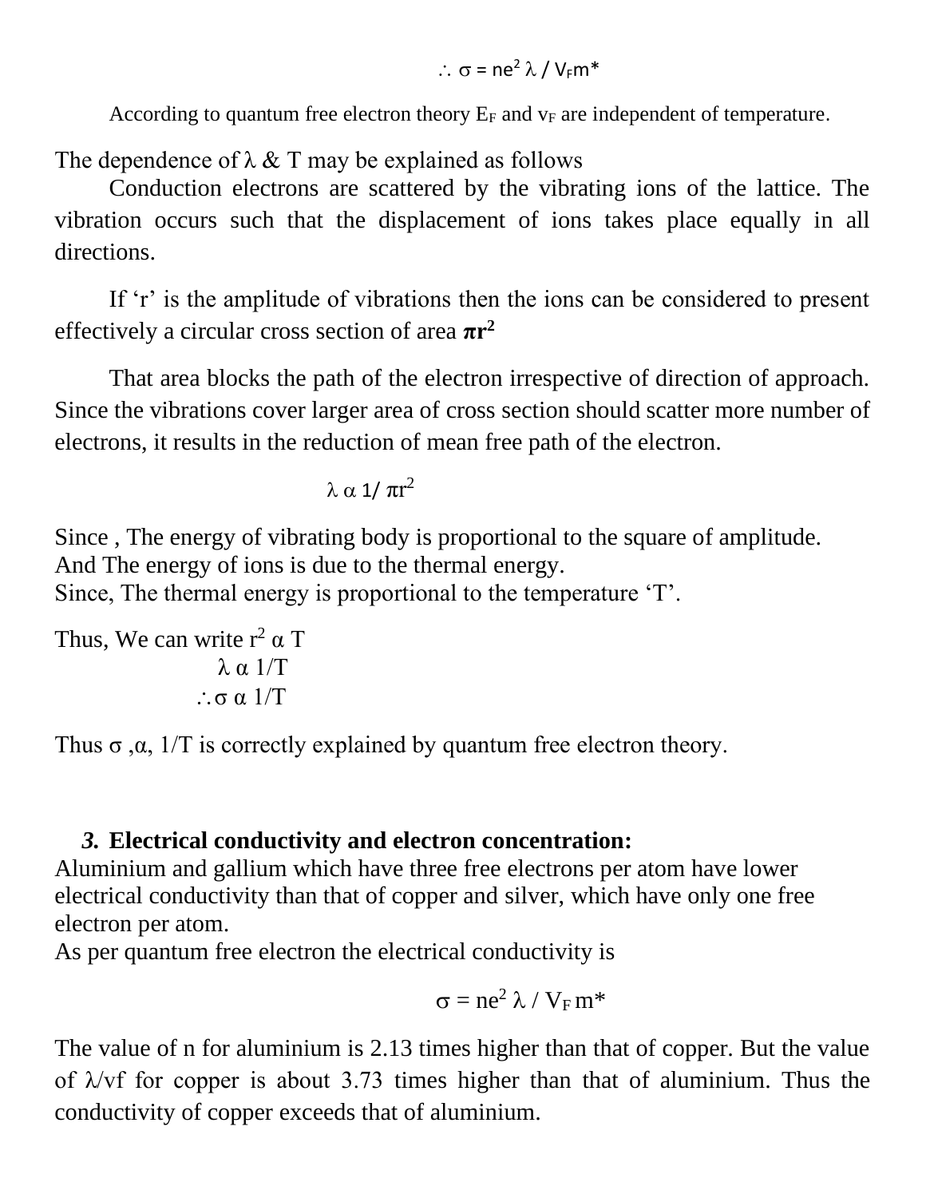$$\therefore \sigma = ne^2 \lambda / V_F m^*$$

According to quantum free electron theory $E_F$ and $v_F$ are independent of temperature.

The dependence of $\lambda$ & T may be explained as follows

Conduction electrons are scattered by the vibrating ions of the lattice. The vibration occurs such that the displacement of ions takes place equally in all directions.

If 'r' is the amplitude of vibrations then the ions can be considered to present effectively a circular cross section of area $\pi r^2$

That area blocks the path of the electron irrespective of direction of approach. Since the vibrations cover larger area of cross section should scatter more number of electrons, it results in the reduction of mean free path of the electron.

$$\lambda \propto 1/ \pi r^2$$

Since , The energy of vibrating body is proportional to the square of amplitude.
And The energy of ions is due to the thermal energy.
Since, The thermal energy is proportional to the temperature 'T'.

Thus, We can write $r^2 \propto T$

$$\lambda \propto 1/T$$

$$\therefore \sigma \propto 1/T$$

Thus $\sigma \propto 1/T$ is correctly explained by quantum free electron theory.

### *3.* Electrical conductivity and electron concentration:

Aluminium and gallium which have three free electrons per atom have lower electrical conductivity than that of copper and silver, which have only one free electron per atom.

As per quantum free electron the electrical conductivity is

$$\sigma = ne^2 \lambda / V_F m^*$$

The value of n for aluminium is 2.13 times higher than that of copper. But the value of $\lambda/v_f$ for copper is about 3.73 times higher than that of aluminium. Thus the conductivity of copper exceeds that of aluminium.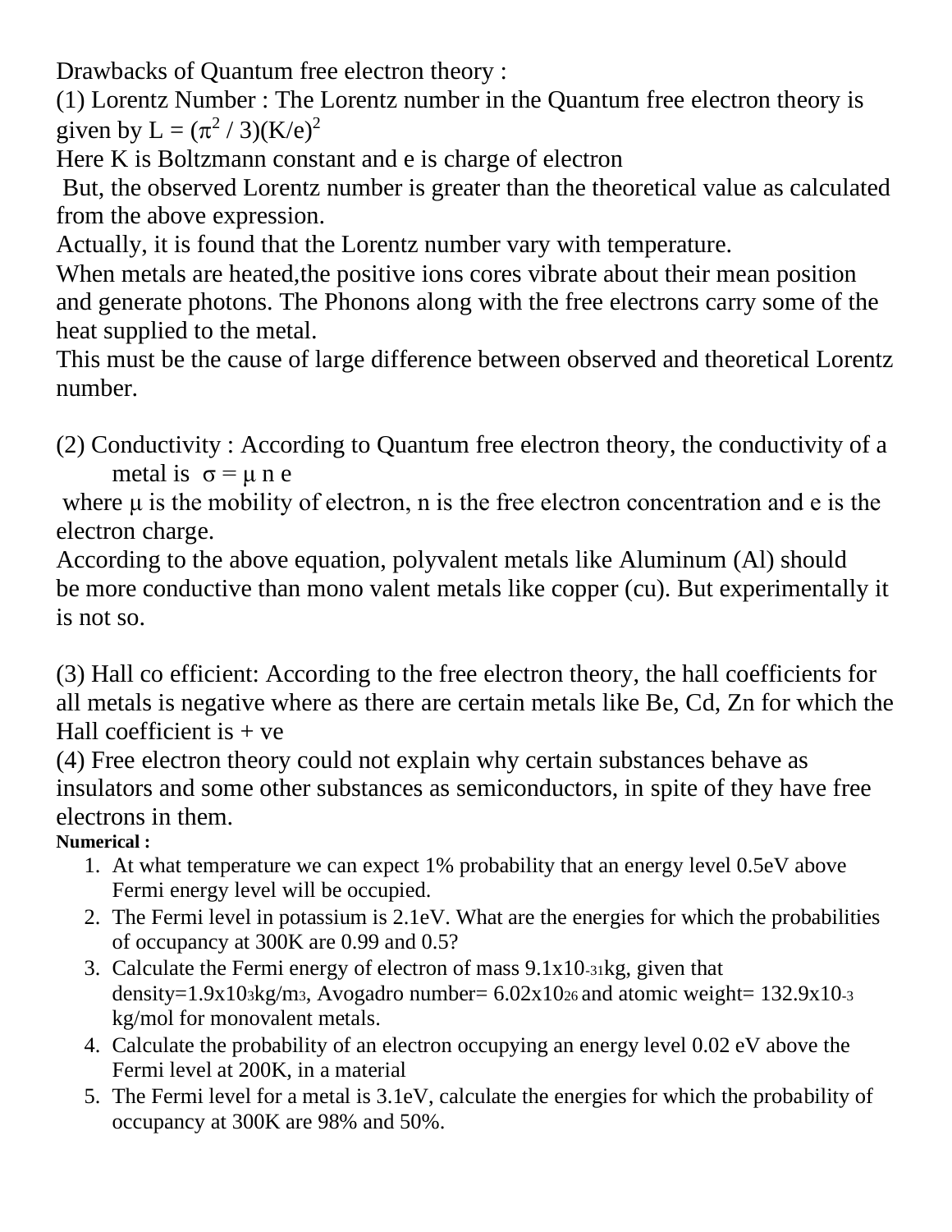Drawbacks of Quantum free electron theory :

(1) Lorentz Number : The Lorentz number in the Quantum free electron theory is given by $L = (\pi^2 / 3)(K/e)^2$

Here K is Boltzmann constant and e is charge of electron

But, the observed Lorentz number is greater than the theoretical value as calculated from the above expression.

Actually, it is found that the Lorentz number vary with temperature.

When metals are heated,the positive ions cores vibrate about their mean position and generate photons. The Phonons along with the free electrons carry some of the heat supplied to the metal.

This must be the cause of large difference between observed and theoretical Lorentz number.

(2) Conductivity : According to Quantum free electron theory, the conductivity of a metal is $\sigma = \mu n e$

where $\mu$ is the mobility of electron, n is the free electron concentration and e is the electron charge.

According to the above equation, polyvalent metals like Aluminum (Al) should be more conductive than mono valent metals like copper (cu). But experimentally it is not so.

(3) Hall co efficient: According to the free electron theory, the hall coefficients for all metals is negative where as there are certain metals like Be, Cd, Zn for which the Hall coefficient is + ve

(4) Free electron theory could not explain why certain substances behave as insulators and some other substances as semiconductors, in spite of they have free electrons in them.

**Numerical :**

1. At what temperature we can expect 1% probability that an energy level 0.5eV above Fermi energy level will be occupied.
2. The Fermi level in potassium is 2.1eV. What are the energies for which the probabilities of occupancy at 300K are 0.99 and 0.5?
3. Calculate the Fermi energy of electron of mass $9.1 \times 10^{-31}$kg, given that density=$1.9 \times 10^{3}$kg/m$^3$, Avogadro number= $6.02 \times 10^{26}$ and atomic weight= $132.9 \times 10^{-3}$ kg/mol for monovalent metals.
4. Calculate the probability of an electron occupying an energy level 0.02 eV above the Fermi level at 200K, in a material
5. The Fermi level for a metal is 3.1eV, calculate the energies for which the probability of occupancy at 300K are 98% and 50%.